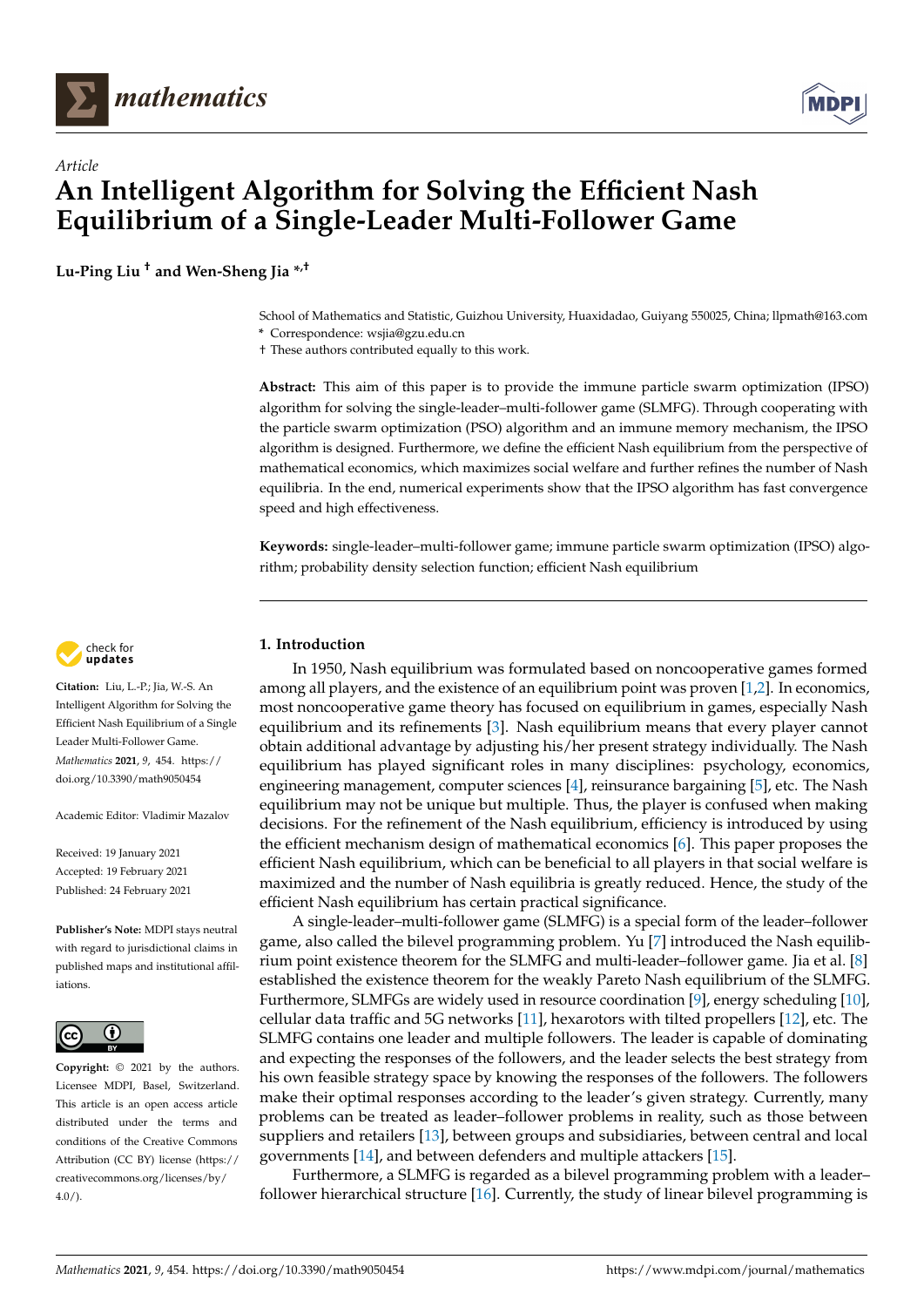Article

# An Intelligent Algorithm for Solving the Efficient Nash Equilibrium of a Single-Leader Multi-Follower Game

**Lu-Ping Liu † and Wen-Sheng Jia *,†**

School of Mathematics and Statistic, Guizhou University, Huaxidadao, Guiyang 550025, China; llpmath@163.com
* Correspondence: wsjia@gzu.edu.cn
† These authors contributed equally to this work.

**Abstract:** This aim of this paper is to provide the immune particle swarm optimization (IPSO) algorithm for solving the single-leader–multi-follower game (SLMFG). Through cooperating with the particle swarm optimization (PSO) algorithm and an immune memory mechanism, the IPSO algorithm is designed. Furthermore, we define the efficient Nash equilibrium from the perspective of mathematical economics, which maximizes social welfare and further refines the number of Nash equilibria. In the end, numerical experiments show that the IPSO algorithm has fast convergence speed and high effectiveness.

**Keywords:** single-leader–multi-follower game; immune particle swarm optimization (IPSO) algorithm; probability density selection function; efficient Nash equilibrium

**Citation:** Liu, L.-P.; Jia, W.-S. An Intelligent Algorithm for Solving the Efficient Nash Equilibrium of a Single Leader Multi-Follower Game. *Mathematics* **2021**, *9*, 454. https://doi.org/10.3390/math9050454

Academic Editor: Vladimir Mazalov

Received: 19 January 2021
Accepted: 19 February 2021
Published: 24 February 2021

**Publisher's Note:** MDPI stays neutral with regard to jurisdictional claims in published maps and institutional affiliations.

**Copyright:** © 2021 by the authors. Licensee MDPI, Basel, Switzerland. This article is an open access article distributed under the terms and conditions of the Creative Commons Attribution (CC BY) license (https://creativecommons.org/licenses/by/4.0/).

## 1. Introduction

In 1950, Nash equilibrium was formulated based on noncooperative games formed among all players, and the existence of an equilibrium point was proven [1,2]. In economics, most noncooperative game theory has focused on equilibrium in games, especially Nash equilibrium and its refinements [3]. Nash equilibrium means that every player cannot obtain additional advantage by adjusting his/her present strategy individually. The Nash equilibrium has played significant roles in many disciplines: psychology, economics, engineering management, computer sciences [4], reinsurance bargaining [5], etc. The Nash equilibrium may not be unique but multiple. Thus, the player is confused when making decisions. For the refinement of the Nash equilibrium, efficiency is introduced by using the efficient mechanism design of mathematical economics [6]. This paper proposes the efficient Nash equilibrium, which can be beneficial to all players in that social welfare is maximized and the number of Nash equilibria is greatly reduced. Hence, the study of the efficient Nash equilibrium has certain practical significance.

A single-leader–multi-follower game (SLMFG) is a special form of the leader–follower game, also called the bilevel programming problem. Yu [7] introduced the Nash equilibrium point existence theorem for the SLMFG and multi-leader–follower game. Jia et al. [8] established the existence theorem for the weakly Pareto Nash equilibrium of the SLMFG. Furthermore, SLMFGs are widely used in resource coordination [9], energy scheduling [10], cellular data traffic and 5G networks [11], hexarotors with tilted propellers [12], etc. The SLMFG contains one leader and multiple followers. The leader is capable of dominating and expecting the responses of the followers, and the leader selects the best strategy from his own feasible strategy space by knowing the responses of the followers. The followers make their optimal responses according to the leader's given strategy. Currently, many problems can be treated as leader–follower problems in reality, such as those between suppliers and retailers [13], between groups and subsidiaries, between central and local governments [14], and between defenders and multiple attackers [15].

Furthermore, a SLMFG is regarded as a bilevel programming problem with a leader–follower hierarchical structure [16]. Currently, the study of linear bilevel programming is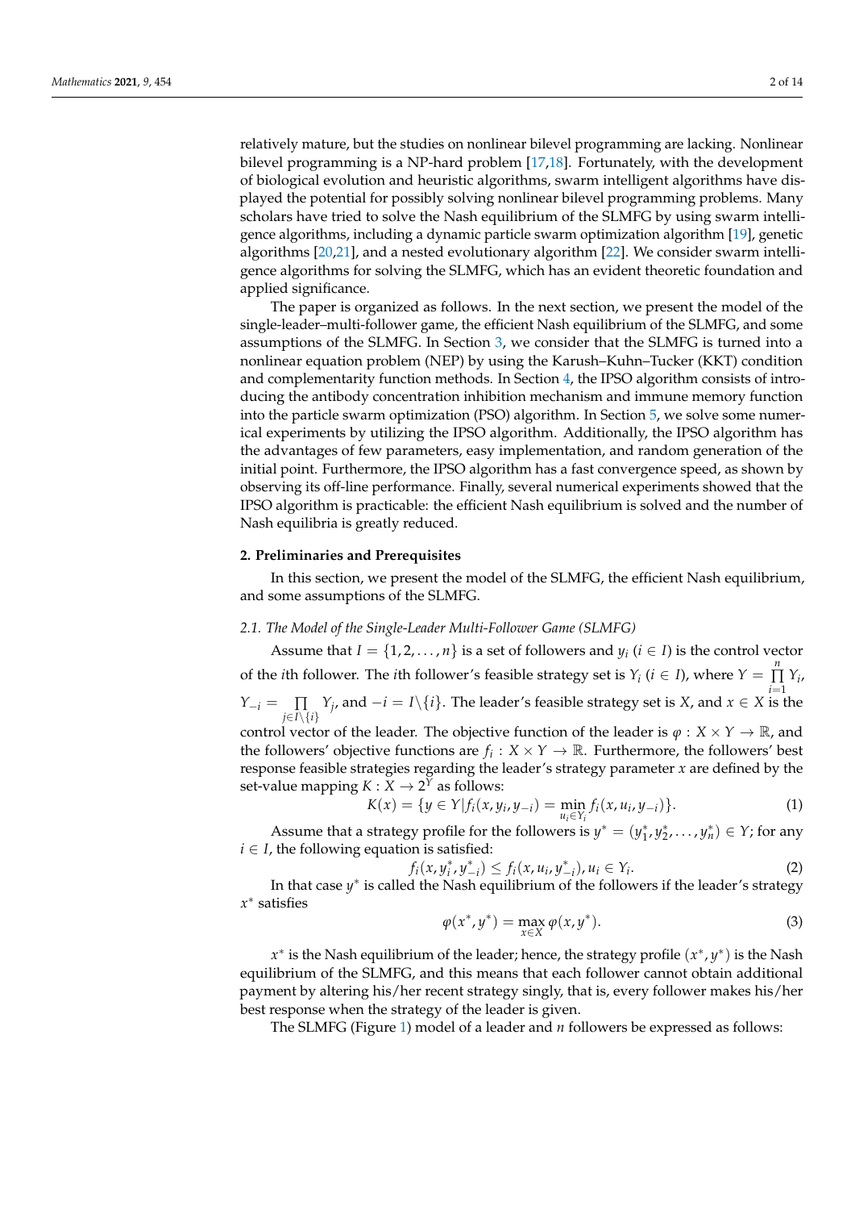relatively mature, but the studies on nonlinear bilevel programming are lacking. Nonlinear bilevel programming is a NP-hard problem [17,18]. Fortunately, with the development of biological evolution and heuristic algorithms, swarm intelligent algorithms have displayed the potential for possibly solving nonlinear bilevel programming problems. Many scholars have tried to solve the Nash equilibrium of the SLMFG by using swarm intelligence algorithms, including a dynamic particle swarm optimization algorithm [19], genetic algorithms [20,21], and a nested evolutionary algorithm [22]. We consider swarm intelligence algorithms for solving the SLMFG, which has an evident theoretic foundation and applied significance.

The paper is organized as follows. In the next section, we present the model of the single-leader–multi-follower game, the efficient Nash equilibrium of the SLMFG, and some assumptions of the SLMFG. In Section 3, we consider that the SLMFG is turned into a nonlinear equation problem (NEP) by using the Karush–Kuhn–Tucker (KKT) condition and complementarity function methods. In Section 4, the IPSO algorithm consists of introducing the antibody concentration inhibition mechanism and immune memory function into the particle swarm optimization (PSO) algorithm. In Section 5, we solve some numerical experiments by utilizing the IPSO algorithm. Additionally, the IPSO algorithm has the advantages of few parameters, easy implementation, and random generation of the initial point. Furthermore, the IPSO algorithm has a fast convergence speed, as shown by observing its off-line performance. Finally, several numerical experiments showed that the IPSO algorithm is practicable: the efficient Nash equilibrium is solved and the number of Nash equilibria is greatly reduced.

## 2. Preliminaries and Prerequisites

In this section, we present the model of the SLMFG, the efficient Nash equilibrium, and some assumptions of the SLMFG.

### *2.1. The Model of the Single-Leader Multi-Follower Game (SLMFG)*

Assume that $I = \{1, 2, \ldots, n\}$ is a set of followers and $y_i$ $(i \in I)$ is the control vector of the $i$th follower. The $i$th follower's feasible strategy set is $Y_i$ $(i \in I)$, where $Y = \prod_{i=1}^{n} Y_i$, $Y_{-i} = \prod_{j \in I \setminus \{i\}} Y_j$, and $-i = I \setminus \{i\}$. The leader's feasible strategy set is $X$, and $x \in X$ is the control vector of the leader. The objective function of the leader is $\varphi : X \times Y \to \mathbb{R}$, and the followers' objective functions are $f_i : X \times Y \to \mathbb{R}$. Furthermore, the followers' best response feasible strategies regarding the leader's strategy parameter $x$ are defined by the set-value mapping $K : X \to 2^Y$ as follows:

$$K(x) = \{y \in Y | f_i(x, y_i, y_{-i}) = \min_{u_i \in Y_i} f_i(x, u_i, y_{-i})\}. \tag{1}$$

Assume that a strategy profile for the followers is $y^* = (y_1^*, y_2^*, \ldots, y_n^*) \in Y$; for any $i \in I$, the following equation is satisfied:

$$f_i(x, y_i^*, y_{-i}^*) \leq f_i(x, u_i, y_{-i}^*), u_i \in Y_i. \tag{2}$$

In that case $y^*$ is called the Nash equilibrium of the followers if the leader's strategy $x^*$ satisfies

$$\varphi(x^*, y^*) = \max_{x \in X} \varphi(x, y^*). \tag{3}$$

$x^*$ is the Nash equilibrium of the leader; hence, the strategy profile $(x^*, y^*)$ is the Nash equilibrium of the SLMFG, and this means that each follower cannot obtain additional payment by altering his/her recent strategy singly, that is, every follower makes his/her best response when the strategy of the leader is given.

The SLMFG (Figure 1) model of a leader and $n$ followers be expressed as follows: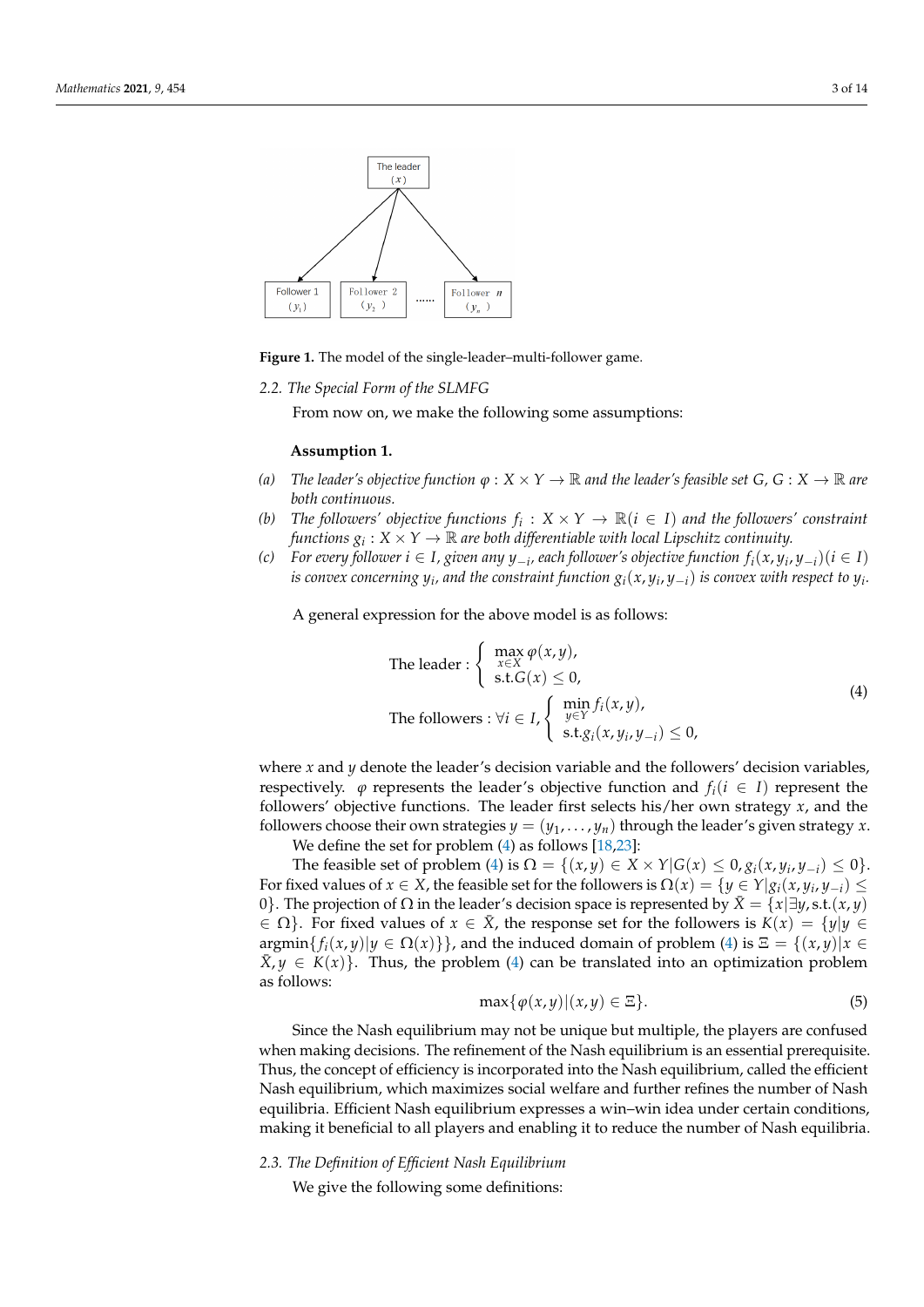**Figure 1.** The model of the single-leader–multi-follower game.

### 2.2. The Special Form of the SLMFG

From now on, we make the following some assumptions:

**Assumption 1.**

(a) *The leader's objective function $\varphi : X \times Y \to \mathbb{R}$ and the leader's feasible set $G$, $G : X \to \mathbb{R}$ are both continuous.*

(b) *The followers' objective functions $f_i : X \times Y \to \mathbb{R}(i \in I)$ and the followers' constraint functions $g_i : X \times Y \to \mathbb{R}$ are both differentiable with local Lipschitz continuity.*

(c) *For every follower $i \in I$, given any $y_{-i}$, each follower's objective function $f_i(x, y_i, y_{-i})(i \in I)$ is convex concerning $y_i$, and the constraint function $g_i(x, y_i, y_{-i})$ is convex with respect to $y_i$.*

A general expression for the above model is as follows:

$$
\begin{aligned}
&\text{The leader} : \begin{cases} \max\limits_{x \in X} \varphi(x, y), \\ \text{s.t.} G(x) \leq 0, \end{cases} \\
&\text{The followers} : \forall i \in I, \begin{cases} \min\limits_{y \in Y} f_i(x, y), \\ \text{s.t.} g_i(x, y_i, y_{-i}) \leq 0, \end{cases}
\end{aligned}
\tag{4}
$$

where $x$ and $y$ denote the leader's decision variable and the followers' decision variables, respectively. $\varphi$ represents the leader's objective function and $f_i(i \in I)$ represent the followers' objective functions. The leader first selects his/her own strategy $x$, and the followers choose their own strategies $y = (y_1, \ldots, y_n)$ through the leader's given strategy $x$.

We define the set for problem (4) as follows [18,23]:

The feasible set of problem (4) is $\Omega = \{(x, y) \in X \times Y | G(x) \leq 0, g_i(x, y_i, y_{-i}) \leq 0\}$. For fixed values of $x \in X$, the feasible set for the followers is $\Omega(x) = \{y \in Y | g_i(x, y_i, y_{-i}) \leq 0\}$. The projection of $\Omega$ in the leader's decision space is represented by $\bar{X} = \{x | \exists y, \text{s.t.} (x, y) \in \Omega\}$. For fixed values of $x \in \bar{X}$, the response set for the followers is $K(x) = \{y | y \in \text{argmin}\{f_i(x, y) | y \in \Omega(x)\}\}$, and the induced domain of problem (4) is $\Xi = \{(x, y) | x \in \bar{X}, y \in K(x)\}$. Thus, the problem (4) can be translated into an optimization problem as follows:

$$
\max\{\varphi(x, y) | (x, y) \in \Xi\}. \tag{5}
$$

Since the Nash equilibrium may not be unique but multiple, the players are confused when making decisions. The refinement of the Nash equilibrium is an essential prerequisite. Thus, the concept of efficiency is incorporated into the Nash equilibrium, called the efficient Nash equilibrium, which maximizes social welfare and further refines the number of Nash equilibria. Efficient Nash equilibrium expresses a win–win idea under certain conditions, making it beneficial to all players and enabling it to reduce the number of Nash equilibria.

### 2.3. The Definition of Efficient Nash Equilibrium

We give the following some definitions: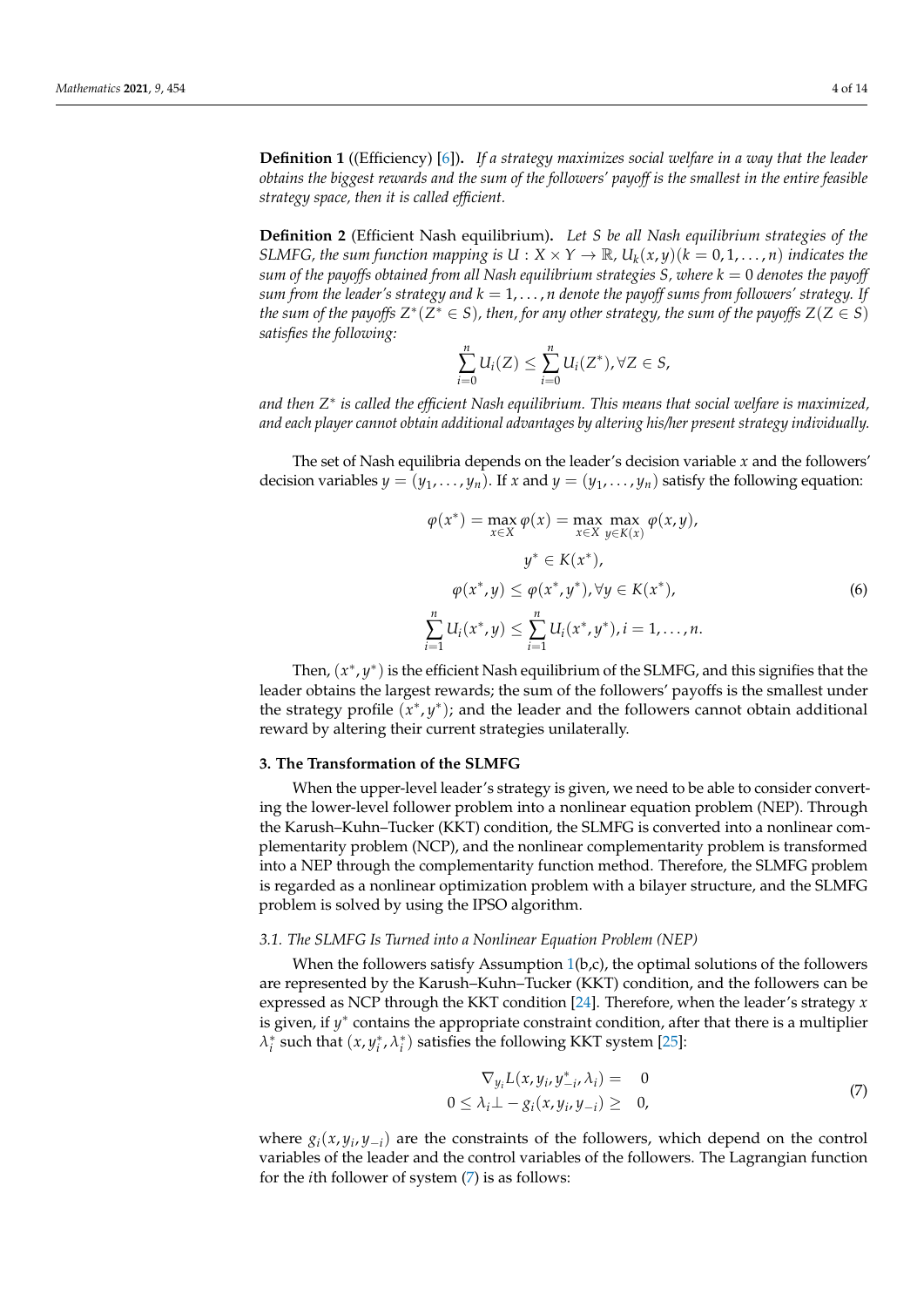**Definition 1** ((Efficiency) [6]). *If a strategy maximizes social welfare in a way that the leader obtains the biggest rewards and the sum of the followers' payoff is the smallest in the entire feasible strategy space, then it is called efficient.*

**Definition 2** (Efficient Nash equilibrium). *Let S be all Nash equilibrium strategies of the SLMFG, the sum function mapping is $U : X \times Y \to \mathbb{R}$, $U_k(x, y)(k = 0, 1, \ldots, n)$ indicates the sum of the payoffs obtained from all Nash equilibrium strategies S, where $k = 0$ denotes the payoff sum from the leader's strategy and $k = 1, \ldots, n$ denote the payoff sums from followers' strategy. If the sum of the payoffs $Z^*(Z^* \in S)$, then, for any other strategy, the sum of the payoffs $Z(Z \in S)$ satisfies the following:*

$$\sum_{i=0}^{n} U_i(Z) \leq \sum_{i=0}^{n} U_i(Z^*), \forall Z \in S,$$

*and then $Z^*$ is called the efficient Nash equilibrium. This means that social welfare is maximized, and each player cannot obtain additional advantages by altering his/her present strategy individually.*

The set of Nash equilibria depends on the leader's decision variable $x$ and the followers' decision variables $y = (y_1, \ldots, y_n)$. If $x$ and $y = (y_1, \ldots, y_n)$ satisfy the following equation:

$$\begin{gathered}
\varphi(x^*) = \max_{x \in X} \varphi(x) = \max_{x \in X} \max_{y \in K(x)} \varphi(x, y), \\
y^* \in K(x^*), \\
\varphi(x^*, y) \leq \varphi(x^*, y^*), \forall y \in K(x^*), \\
\sum_{i=1}^{n} U_i(x^*, y) \leq \sum_{i=1}^{n} U_i(x^*, y^*), i = 1, \ldots, n.
\end{gathered} \tag{6}$$

Then, $(x^*, y^*)$ is the efficient Nash equilibrium of the SLMFG, and this signifies that the leader obtains the largest rewards; the sum of the followers' payoffs is the smallest under the strategy profile $(x^*, y^*)$; and the leader and the followers cannot obtain additional reward by altering their current strategies unilaterally.

## 3. The Transformation of the SLMFG

When the upper-level leader's strategy is given, we need to be able to consider converting the lower-level follower problem into a nonlinear equation problem (NEP). Through the Karush–Kuhn–Tucker (KKT) condition, the SLMFG is converted into a nonlinear complementarity problem (NCP), and the nonlinear complementarity problem is transformed into a NEP through the complementarity function method. Therefore, the SLMFG problem is regarded as a nonlinear optimization problem with a bilayer structure, and the SLMFG problem is solved by using the IPSO algorithm.

### 3.1. The SLMFG Is Turned into a Nonlinear Equation Problem (NEP)

When the followers satisfy Assumption 1(b,c), the optimal solutions of the followers are represented by the Karush–Kuhn–Tucker (KKT) condition, and the followers can be expressed as NCP through the KKT condition [24]. Therefore, when the leader's strategy $x$ is given, if $y^*$ contains the appropriate constraint condition, after that there is a multiplier $\lambda_i^*$ such that $(x, y_i^*, \lambda_i^*)$ satisfies the following KKT system [25]:

$$\begin{aligned}
\nabla_{y_i} L(x, y_i, y_{-i}^*, \lambda_i) = &\quad 0 \\
0 \leq \lambda_i \perp -g_i(x, y_i, y_{-i}) \geq &\quad 0,
\end{aligned} \tag{7}$$

where $g_i(x, y_i, y_{-i})$ are the constraints of the followers, which depend on the control variables of the leader and the control variables of the followers. The Lagrangian function for the $i$th follower of system (7) is as follows: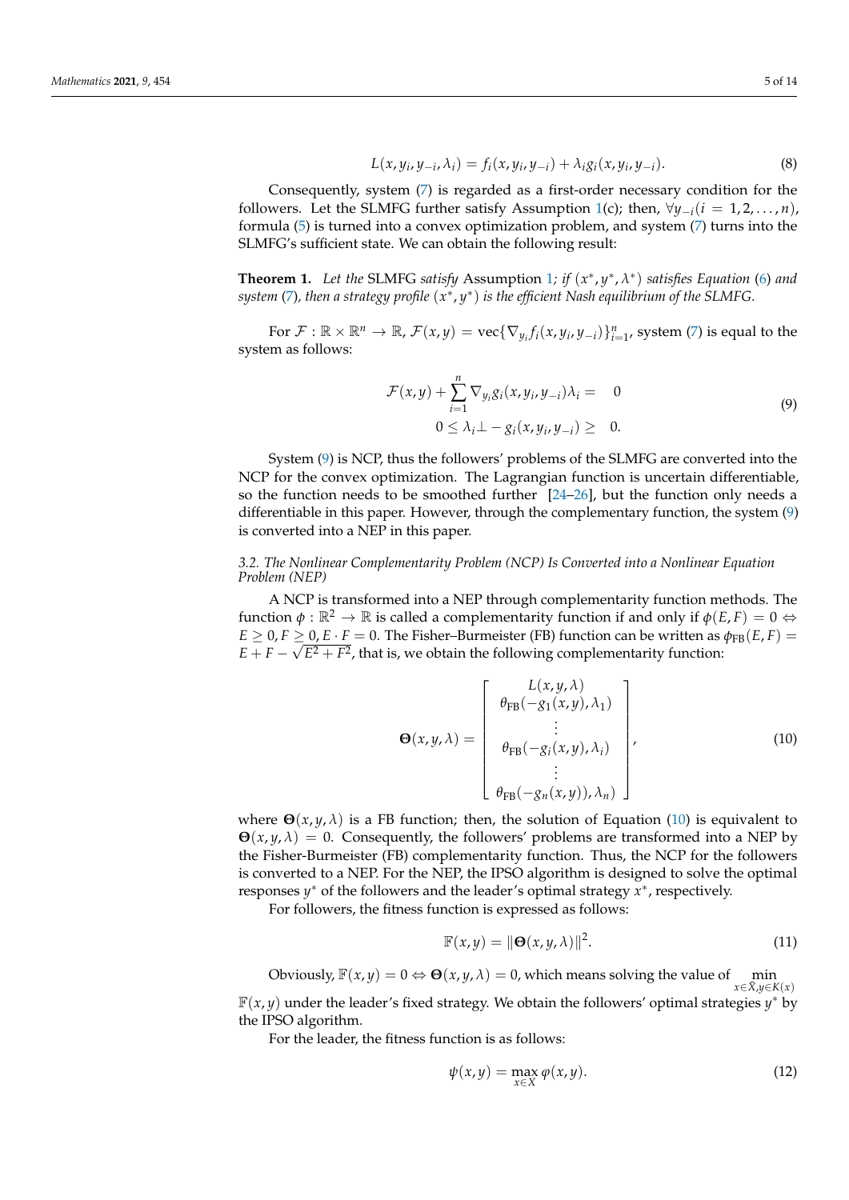$$L(x, y_i, y_{-i}, \lambda_i) = f_i(x, y_i, y_{-i}) + \lambda_i g_i(x, y_i, y_{-i}). \tag{8}$$

Consequently, system (7) is regarded as a first-order necessary condition for the followers. Let the SLMFG further satisfy Assumption 1(c); then, $\forall y_{-i} (i = 1, 2, \ldots, n)$, formula (5) is turned into a convex optimization problem, and system (7) turns into the SLMFG's sufficient state. We can obtain the following result:

**Theorem 1.** *Let the* SLMFG *satisfy* Assumption 1*; if $(x^*, y^*, \lambda^*)$ satisfies Equation (6) and system (7), then a strategy profile $(x^*, y^*)$ is the efficient Nash equilibrium of the SLMFG.*

For $\mathcal{F} : \mathbb{R} \times \mathbb{R}^n \to \mathbb{R}$, $\mathcal{F}(x, y) = \text{vec}\{\nabla_{y_i} f_i(x, y_i, y_{-i})\}_{i=1}^n$, system (7) is equal to the system as follows:

$$\begin{aligned} \mathcal{F}(x, y) + \sum_{i=1}^{n} \nabla_{y_i} g_i(x, y_i, y_{-i}) \lambda_i = &\quad 0 \\ 0 \leq \lambda_i \perp - g_i(x, y_i, y_{-i}) \geq &\quad 0. \end{aligned} \tag{9}$$

System (9) is NCP, thus the followers' problems of the SLMFG are converted into the NCP for the convex optimization. The Lagrangian function is uncertain differentiable, so the function needs to be smoothed further [24–26], but the function only needs a differentiable in this paper. However, through the complementary function, the system (9) is converted into a NEP in this paper.

### 3.2. The Nonlinear Complementarity Problem (NCP) Is Converted into a Nonlinear Equation Problem (NEP)

A NCP is transformed into a NEP through complementarity function methods. The function $\phi : \mathbb{R}^2 \to \mathbb{R}$ is called a complementarity function if and only if $\phi(E, F) = 0 \Leftrightarrow E \geq 0, F \geq 0, E \cdot F = 0$. The Fisher–Burmeister (FB) function can be written as $\phi_{\text{FB}}(E, F) = E + F - \sqrt{E^2 + F^2}$, that is, we obtain the following complementarity function:

$$\mathbf{\Theta}(x, y, \lambda) = \begin{bmatrix} L(x, y, \lambda) \\ \theta_{\text{FB}}(-g_1(x, y), \lambda_1) \\ \vdots \\ \theta_{\text{FB}}(-g_i(x, y), \lambda_i) \\ \vdots \\ \theta_{\text{FB}}(-g_n(x, y)), \lambda_n) \end{bmatrix}, \tag{10}$$

where $\mathbf{\Theta}(x, y, \lambda)$ is a FB function; then, the solution of Equation (10) is equivalent to $\mathbf{\Theta}(x, y, \lambda) = 0$. Consequently, the followers' problems are transformed into a NEP by the Fisher-Burmeister (FB) complementarity function. Thus, the NCP for the followers is converted to a NEP. For the NEP, the IPSO algorithm is designed to solve the optimal responses $y^*$ of the followers and the leader's optimal strategy $x^*$, respectively.

For followers, the fitness function is expressed as follows:

$$\mathbb{F}(x, y) = \|\mathbf{\Theta}(x, y, \lambda)\|^2. \tag{11}$$

Obviously, $\mathbb{F}(x, y) = 0 \Leftrightarrow \mathbf{\Theta}(x, y, \lambda) = 0$, which means solving the value of $\min\limits_{x \in X, y \in K(x)}$ $\mathbb{F}(x, y)$ under the leader's fixed strategy. We obtain the followers' optimal strategies $y^*$ by the IPSO algorithm.

For the leader, the fitness function is as follows:

$$\psi(x, y) = \max_{x \in X} \varphi(x, y). \tag{12}$$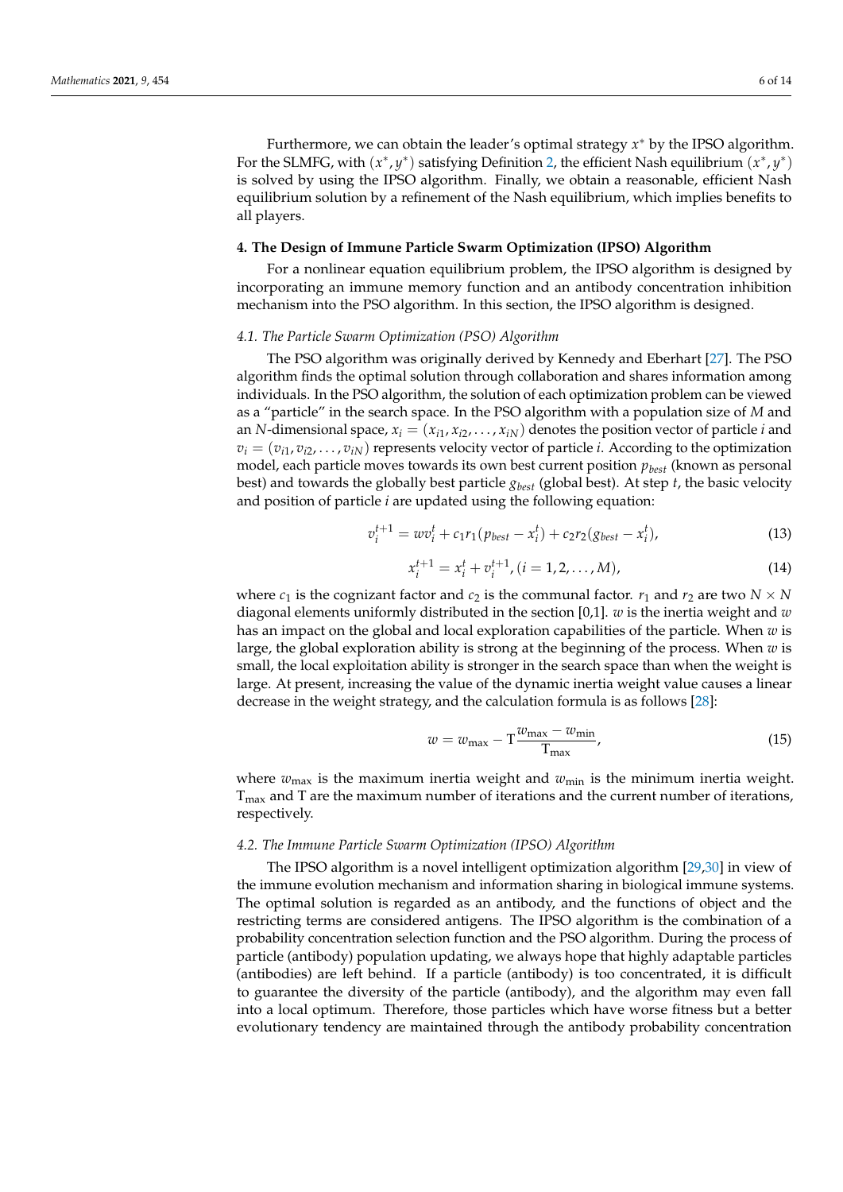Furthermore, we can obtain the leader's optimal strategy $x^*$ by the IPSO algorithm. For the SLMFG, with $(x^*, y^*)$ satisfying Definition 2, the efficient Nash equilibrium $(x^*, y^*)$ is solved by using the IPSO algorithm. Finally, we obtain a reasonable, efficient Nash equilibrium solution by a refinement of the Nash equilibrium, which implies benefits to all players.

## 4. The Design of Immune Particle Swarm Optimization (IPSO) Algorithm

For a nonlinear equation equilibrium problem, the IPSO algorithm is designed by incorporating an immune memory function and an antibody concentration inhibition mechanism into the PSO algorithm. In this section, the IPSO algorithm is designed.

### *4.1. The Particle Swarm Optimization (PSO) Algorithm*

The PSO algorithm was originally derived by Kennedy and Eberhart [27]. The PSO algorithm finds the optimal solution through collaboration and shares information among individuals. In the PSO algorithm, the solution of each optimization problem can be viewed as a "particle" in the search space. In the PSO algorithm with a population size of $M$ and an $N$-dimensional space, $x_i = (x_{i1}, x_{i2}, \ldots, x_{iN})$ denotes the position vector of particle $i$ and $v_i = (v_{i1}, v_{i2}, \ldots, v_{iN})$ represents velocity vector of particle $i$. According to the optimization model, each particle moves towards its own best current position $p_{best}$ (known as personal best) and towards the globally best particle $g_{best}$ (global best). At step $t$, the basic velocity and position of particle $i$ are updated using the following equation:

$$v_i^{t+1} = wv_i^t + c_1 r_1 (p_{best} - x_i^t) + c_2 r_2 (g_{best} - x_i^t), \tag{13}$$

$$x_i^{t+1} = x_i^t + v_i^{t+1}, (i = 1, 2, \ldots, M), \tag{14}$$

where $c_1$ is the cognizant factor and $c_2$ is the communal factor. $r_1$ and $r_2$ are two $N \times N$ diagonal elements uniformly distributed in the section [0,1]. $w$ is the inertia weight and $w$ has an impact on the global and local exploration capabilities of the particle. When $w$ is large, the global exploration ability is strong at the beginning of the process. When $w$ is small, the local exploitation ability is stronger in the search space than when the weight is large. At present, increasing the value of the dynamic inertia weight value causes a linear decrease in the weight strategy, and the calculation formula is as follows [28]:

$$w = w_{\max} - \mathrm{T}\frac{w_{\max} - w_{\min}}{\mathrm{T}_{\max}}, \tag{15}$$

where $w_{\max}$ is the maximum inertia weight and $w_{\min}$ is the minimum inertia weight. $\mathrm{T}_{\max}$ and $\mathrm{T}$ are the maximum number of iterations and the current number of iterations, respectively.

### *4.2. The Immune Particle Swarm Optimization (IPSO) Algorithm*

The IPSO algorithm is a novel intelligent optimization algorithm [29,30] in view of the immune evolution mechanism and information sharing in biological immune systems. The optimal solution is regarded as an antibody, and the functions of object and the restricting terms are considered antigens. The IPSO algorithm is the combination of a probability concentration selection function and the PSO algorithm. During the process of particle (antibody) population updating, we always hope that highly adaptable particles (antibodies) are left behind. If a particle (antibody) is too concentrated, it is difficult to guarantee the diversity of the particle (antibody), and the algorithm may even fall into a local optimum. Therefore, those particles which have worse fitness but a better evolutionary tendency are maintained through the antibody probability concentration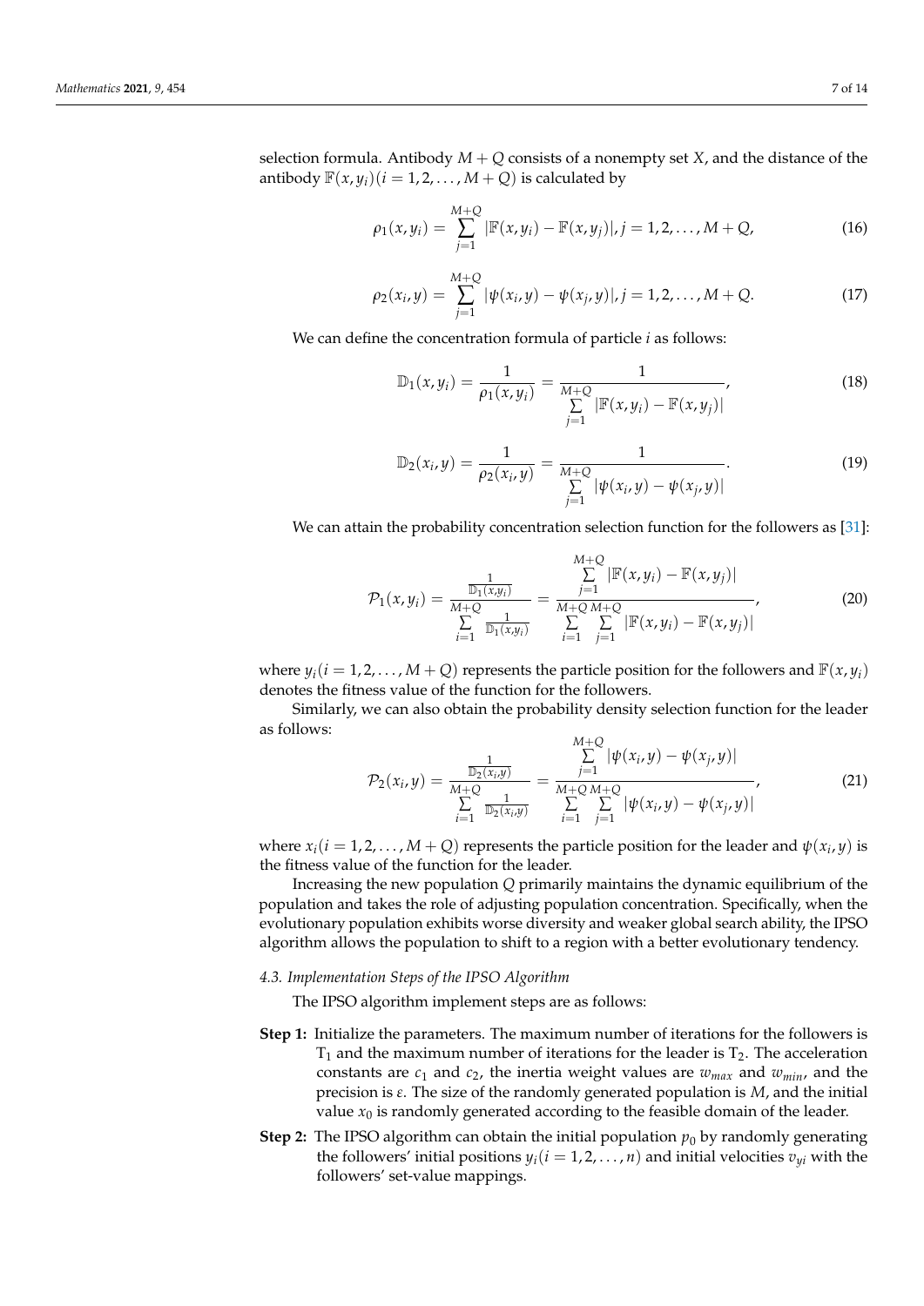selection formula. Antibody $M+Q$ consists of a nonempty set $X$, and the distance of the antibody $\mathbb{F}(x, y_i)(i = 1, 2, \ldots, M+Q)$ is calculated by

$$\rho_1(x, y_i) = \sum_{j=1}^{M+Q} |\mathbb{F}(x, y_i) - \mathbb{F}(x, y_j)|, j = 1, 2, \ldots, M+Q, \tag{16}$$

$$\rho_2(x_i, y) = \sum_{j=1}^{M+Q} |\psi(x_i, y) - \psi(x_j, y)|, j = 1, 2, \ldots, M+Q. \tag{17}$$

We can define the concentration formula of particle $i$ as follows:

$$\mathbb{D}_1(x, y_i) = \frac{1}{\rho_1(x, y_i)} = \frac{1}{\sum\limits_{j=1}^{M+Q} |\mathbb{F}(x, y_i) - \mathbb{F}(x, y_j)|}, \tag{18}$$

$$\mathbb{D}_2(x_i, y) = \frac{1}{\rho_2(x_i, y)} = \frac{1}{\sum\limits_{j=1}^{M+Q} |\psi(x_i, y) - \psi(x_j, y)|}. \tag{19}$$

We can attain the probability concentration selection function for the followers as [31]:

$$\mathcal{P}_1(x, y_i) = \frac{\frac{1}{\mathbb{D}_1(x, y_i)}}{\sum\limits_{i=1}^{M+Q} \frac{1}{\mathbb{D}_1(x, y_i)}} = \frac{\sum\limits_{j=1}^{M+Q} |\mathbb{F}(x, y_i) - \mathbb{F}(x, y_j)|}{\sum\limits_{i=1}^{M+Q} \sum\limits_{j=1}^{M+Q} |\mathbb{F}(x, y_i) - \mathbb{F}(x, y_j)|}, \tag{20}$$

where $y_i (i = 1, 2, \ldots, M+Q)$ represents the particle position for the followers and $\mathbb{F}(x, y_i)$ denotes the fitness value of the function for the followers.

Similarly, we can also obtain the probability density selection function for the leader as follows:

$$\mathcal{P}_2(x_i, y) = \frac{\frac{1}{\mathbb{D}_2(x_i, y)}}{\sum\limits_{i=1}^{M+Q} \frac{1}{\mathbb{D}_2(x_i, y)}} = \frac{\sum\limits_{j=1}^{M+Q} |\psi(x_i, y) - \psi(x_j, y)|}{\sum\limits_{i=1}^{M+Q} \sum\limits_{j=1}^{M+Q} |\psi(x_i, y) - \psi(x_j, y)|}, \tag{21}$$

where $x_i (i = 1, 2, \ldots, M+Q)$ represents the particle position for the leader and $\psi(x_i, y)$ is the fitness value of the function for the leader.

Increasing the new population $Q$ primarily maintains the dynamic equilibrium of the population and takes the role of adjusting population concentration. Specifically, when the evolutionary population exhibits worse diversity and weaker global search ability, the IPSO algorithm allows the population to shift to a region with a better evolutionary tendency.

### *4.3. Implementation Steps of the IPSO Algorithm*

The IPSO algorithm implement steps are as follows:

**Step 1:** Initialize the parameters. The maximum number of iterations for the followers is $T_1$ and the maximum number of iterations for the leader is $T_2$. The acceleration constants are $c_1$ and $c_2$, the inertia weight values are $w_{max}$ and $w_{min}$, and the precision is $\varepsilon$. The size of the randomly generated population is $M$, and the initial value $x_0$ is randomly generated according to the feasible domain of the leader.

**Step 2:** The IPSO algorithm can obtain the initial population $p_0$ by randomly generating the followers' initial positions $y_i (i = 1, 2, \ldots, n)$ and initial velocities $v_{yi}$ with the followers' set-value mappings.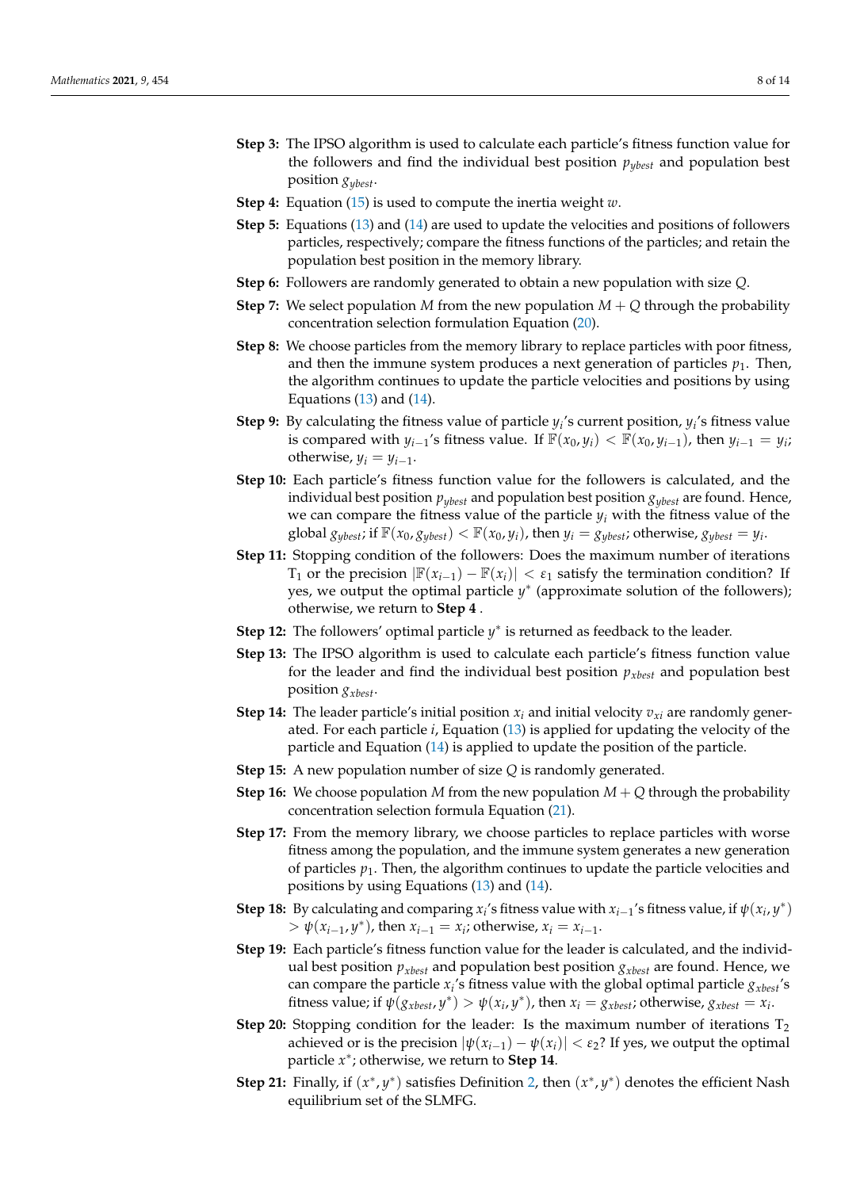**Step 3:** The IPSO algorithm is used to calculate each particle's fitness function value for the followers and find the individual best position $p_{ybest}$ and population best position $g_{ybest}$.

**Step 4:** Equation (15) is used to compute the inertia weight $w$.

**Step 5:** Equations (13) and (14) are used to update the velocities and positions of followers particles, respectively; compare the fitness functions of the particles; and retain the population best position in the memory library.

**Step 6:** Followers are randomly generated to obtain a new population with size $Q$.

**Step 7:** We select population $M$ from the new population $M + Q$ through the probability concentration selection formulation Equation (20).

**Step 8:** We choose particles from the memory library to replace particles with poor fitness, and then the immune system produces a next generation of particles $p_1$. Then, the algorithm continues to update the particle velocities and positions by using Equations (13) and (14).

**Step 9:** By calculating the fitness value of particle $y_i$'s current position, $y_i$'s fitness value is compared with $y_{i-1}$'s fitness value. If $\mathbb{F}(x_0, y_i) < \mathbb{F}(x_0, y_{i-1})$, then $y_{i-1} = y_i$; otherwise, $y_i = y_{i-1}$.

**Step 10:** Each particle's fitness function value for the followers is calculated, and the individual best position $p_{ybest}$ and population best position $g_{ybest}$ are found. Hence, we can compare the fitness value of the particle $y_i$ with the fitness value of the global $g_{ybest}$; if $\mathbb{F}(x_0, g_{ybest}) < \mathbb{F}(x_0, y_i)$, then $y_i = g_{ybest}$; otherwise, $g_{ybest} = y_i$.

**Step 11:** Stopping condition of the followers: Does the maximum number of iterations $\mathrm{T}_1$ or the precision $|\mathbb{F}(x_{i-1}) - \mathbb{F}(x_i)| < \varepsilon_1$ satisfy the termination condition? If yes, we output the optimal particle $y^*$ (approximate solution of the followers); otherwise, we return to **Step 4** .

**Step 12:** The followers' optimal particle $y^*$ is returned as feedback to the leader.

**Step 13:** The IPSO algorithm is used to calculate each particle's fitness function value for the leader and find the individual best position $p_{xbest}$ and population best position $g_{xbest}$.

**Step 14:** The leader particle's initial position $x_i$ and initial velocity $v_{xi}$ are randomly generated. For each particle $i$, Equation (13) is applied for updating the velocity of the particle and Equation (14) is applied to update the position of the particle.

**Step 15:** A new population number of size $Q$ is randomly generated.

**Step 16:** We choose population $M$ from the new population $M + Q$ through the probability concentration selection formula Equation (21).

**Step 17:** From the memory library, we choose particles to replace particles with worse fitness among the population, and the immune system generates a new generation of particles $p_1$. Then, the algorithm continues to update the particle velocities and positions by using Equations (13) and (14).

**Step 18:** By calculating and comparing $x_i$'s fitness value with $x_{i-1}$'s fitness value, if $\psi(x_i, y^*) > \psi(x_{i-1}, y^*)$, then $x_{i-1} = x_i$; otherwise, $x_i = x_{i-1}$.

**Step 19:** Each particle's fitness function value for the leader is calculated, and the individual best position $p_{xbest}$ and population best position $g_{xbest}$ are found. Hence, we can compare the particle $x_i$'s fitness value with the global optimal particle $g_{xbest}$'s fitness value; if $\psi(g_{xbest}, y^*) > \psi(x_i, y^*)$, then $x_i = g_{xbest}$; otherwise, $g_{xbest} = x_i$.

**Step 20:** Stopping condition for the leader: Is the maximum number of iterations $\mathrm{T}_2$ achieved or is the precision $|\psi(x_{i-1}) - \psi(x_i)| < \varepsilon_2$? If yes, we output the optimal particle $x^*$; otherwise, we return to **Step 14**.

**Step 21:** Finally, if $(x^*, y^*)$ satisfies Definition 2, then $(x^*, y^*)$ denotes the efficient Nash equilibrium set of the SLMFG.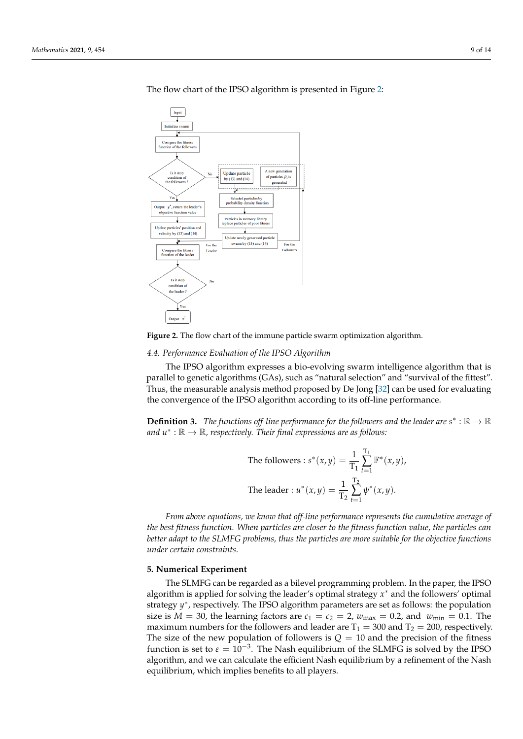The flow chart of the IPSO algorithm is presented in Figure 2:

**Figure 2.** The flow chart of the immune particle swarm optimization algorithm.

### 4.4. Performance Evaluation of the IPSO Algorithm

The IPSO algorithm expresses a bio-evolving swarm intelligence algorithm that is parallel to genetic algorithms (GAs), such as "natural selection" and "survival of the fittest". Thus, the measurable analysis method proposed by De Jong [32] can be used for evaluating the convergence of the IPSO algorithm according to its off-line performance.

**Definition 3.** *The functions off-line performance for the followers and the leader are* $s^* : \mathbb{R} \to \mathbb{R}$ *and* $u^* : \mathbb{R} \to \mathbb{R}$*, respectively. Their final expressions are as follows:*

$$\text{The followers} : s^*(x,y) = \frac{1}{\mathrm{T}_1} \sum_{t=1}^{\mathrm{T}_1} \mathbb{F}^*(x,y),$$

$$\text{The leader} : u^*(x,y) = \frac{1}{\mathrm{T}_2} \sum_{t=1}^{\mathrm{T}_2} \psi^*(x,y).$$

*From above equations, we know that off-line performance represents the cumulative average of the best fitness function. When particles are closer to the fitness function value, the particles can better adapt to the SLMFG problems, thus the particles are more suitable for the objective functions under certain constraints.*

## 5. Numerical Experiment

The SLMFG can be regarded as a bilevel programming problem. In the paper, the IPSO algorithm is applied for solving the leader's optimal strategy $x^*$ and the followers' optimal strategy $y^*$, respectively. The IPSO algorithm parameters are set as follows: the population size is $M = 30$, the learning factors are $c_1 = c_2 = 2$, $w_{\max} = 0.2$, and $w_{\min} = 0.1$. The maximum numbers for the followers and leader are $\mathrm{T}_1 = 300$ and $\mathrm{T}_2 = 200$, respectively. The size of the new population of followers is $Q = 10$ and the precision of the fitness function is set to $\varepsilon = 10^{-3}$. The Nash equilibrium of the SLMFG is solved by the IPSO algorithm, and we can calculate the efficient Nash equilibrium by a refinement of the Nash equilibrium, which implies benefits to all players.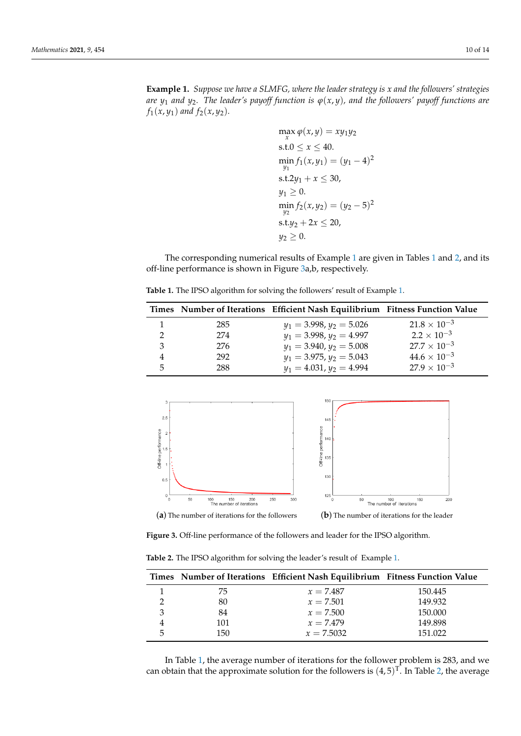**Example 1.** *Suppose we have a SLMFG, where the leader strategy is $x$ and the followers' strategies are $y_1$ and $y_2$. The leader's payoff function is $\varphi(x,y)$, and the followers' payoff functions are $f_1(x,y_1)$ and $f_2(x,y_2)$.*

$$
\begin{aligned}
&\max_{x} \varphi(x,y) = xy_1y_2 \\
&\text{s.t.} 0 \leq x \leq 40. \\
&\min_{y_1} f_1(x,y_1) = (y_1 - 4)^2 \\
&\text{s.t.} 2y_1 + x \leq 30, \\
&y_1 \geq 0. \\
&\min_{y_2} f_2(x,y_2) = (y_2 - 5)^2 \\
&\text{s.t.} y_2 + 2x \leq 20, \\
&y_2 \geq 0.
\end{aligned}
$$

The corresponding numerical results of Example 1 are given in Tables 1 and 2, and its off-line performance is shown in Figure 3a,b, respectively.

**Table 1.** The IPSO algorithm for solving the followers' result of Example 1.

| Times | Number of Iterations | Efficient Nash Equilibrium | Fitness Function Value |
|---|---|---|---|
| 1 | 285 | $y_1 = 3.998, y_2 = 5.026$ | $21.8 \times 10^{-3}$ |
| 2 | 274 | $y_1 = 3.998, y_2 = 4.997$ | $2.2 \times 10^{-3}$ |
| 3 | 276 | $y_1 = 3.940, y_2 = 5.008$ | $27.7 \times 10^{-3}$ |
| 4 | 292 | $y_1 = 3.975, y_2 = 5.043$ | $44.6 \times 10^{-3}$ |
| 5 | 288 | $y_1 = 4.031, y_2 = 4.994$ | $27.9 \times 10^{-3}$ |

(**a**) The number of iterations for the followers (**b**) The number of iterations for the leader

**Figure 3.** Off-line performance of the followers and leader for the IPSO algorithm.

**Table 2.** The IPSO algorithm for solving the leader's result of Example 1.

| Times | Number of Iterations | Efficient Nash Equilibrium | Fitness Function Value |
|---|---|---|---|
| 1 | 75 | $x = 7.487$ | 150.445 |
| 2 | 80 | $x = 7.501$ | 149.932 |
| 3 | 84 | $x = 7.500$ | 150.000 |
| 4 | 101 | $x = 7.479$ | 149.898 |
| 5 | 150 | $x = 7.5032$ | 151.022 |

In Table 1, the average number of iterations for the follower problem is 283, and we can obtain that the approximate solution for the followers is $(4,5)^{\mathrm{T}}$. In Table 2, the average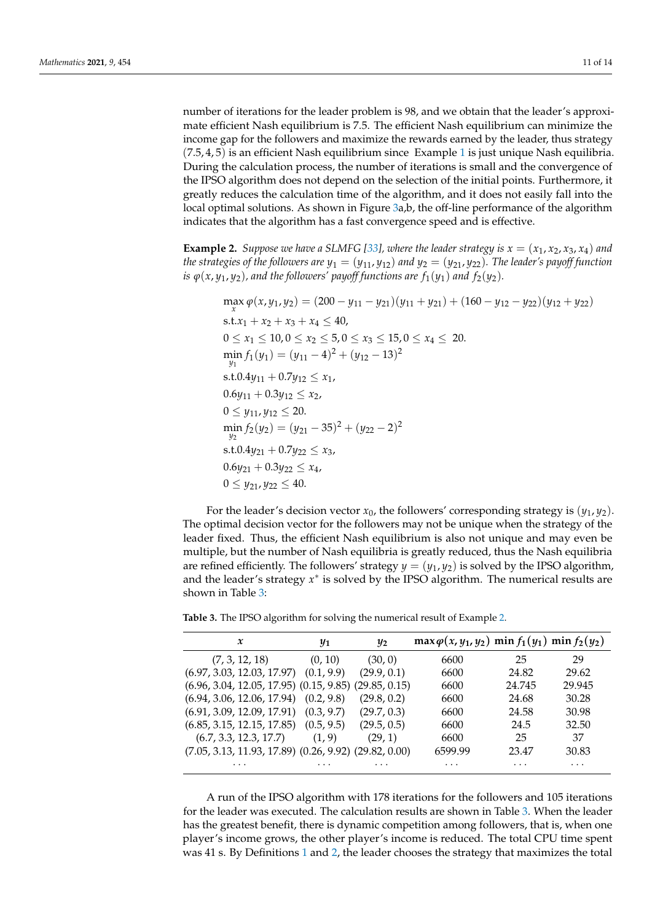number of iterations for the leader problem is 98, and we obtain that the leader's approximate efficient Nash equilibrium is 7.5. The efficient Nash equilibrium can minimize the income gap for the followers and maximize the rewards earned by the leader, thus strategy $(7.5, 4, 5)$ is an efficient Nash equilibrium since Example 1 is just unique Nash equilibria. During the calculation process, the number of iterations is small and the convergence of the IPSO algorithm does not depend on the selection of the initial points. Furthermore, it greatly reduces the calculation time of the algorithm, and it does not easily fall into the local optimal solutions. As shown in Figure 3a,b, the off-line performance of the algorithm indicates that the algorithm has a fast convergence speed and is effective.

**Example 2.** *Suppose we have a SLMFG [33], where the leader strategy is $x = (x_1, x_2, x_3, x_4)$ and the strategies of the followers are $y_1 = (y_{11}, y_{12})$ and $y_2 = (y_{21}, y_{22})$. The leader's payoff function is $\varphi(x, y_1, y_2)$, and the followers' payoff functions are $f_1(y_1)$ and $f_2(y_2)$.*

$$
\begin{aligned}
&\max_x \varphi(x, y_1, y_2) = (200 - y_{11} - y_{21})(y_{11} + y_{21}) + (160 - y_{12} - y_{22})(y_{12} + y_{22}) \\
&\text{s.t.} x_1 + x_2 + x_3 + x_4 \le 40, \\
&0 \le x_1 \le 10, 0 \le x_2 \le 5, 0 \le x_3 \le 15, 0 \le x_4 \le 20. \\
&\min_{y_1} f_1(y_1) = (y_{11} - 4)^2 + (y_{12} - 13)^2 \\
&\text{s.t.} 0.4y_{11} + 0.7y_{12} \le x_1, \\
&0.6y_{11} + 0.3y_{12} \le x_2, \\
&0 \le y_{11}, y_{12} \le 20. \\
&\min_{y_2} f_2(y_2) = (y_{21} - 35)^2 + (y_{22} - 2)^2 \\
&\text{s.t.} 0.4y_{21} + 0.7y_{22} \le x_3, \\
&0.6y_{21} + 0.3y_{22} \le x_4, \\
&0 \le y_{21}, y_{22} \le 40.
\end{aligned}
$$

For the leader's decision vector $x_0$, the followers' corresponding strategy is $(y_1, y_2)$. The optimal decision vector for the followers may not be unique when the strategy of the leader fixed. Thus, the efficient Nash equilibrium is also not unique and may even be multiple, but the number of Nash equilibria is greatly reduced, thus the Nash equilibria are refined efficiently. The followers' strategy $y = (y_1, y_2)$ is solved by the IPSO algorithm, and the leader's strategy $x^*$ is solved by the IPSO algorithm. The numerical results are shown in Table 3:

**Table 3.** The IPSO algorithm for solving the numerical result of Example 2.

| $x$ | $y_1$ | $y_2$ | $\max \varphi(x, y_1, y_2)$ | $\min f_1(y_1)$ | $\min f_2(y_2)$ |
|---|---|---|---|---|---|
| (7, 3, 12, 18) | (0, 10) | (30, 0) | 6600 | 25 | 29 |
| (6.97, 3.03, 12.03, 17.97) | (0.1, 9.9) | (29.9, 0.1) | 6600 | 24.82 | 29.62 |
| (6.96, 3.04, 12.05, 17.95) | (0.15, 9.85) | (29.85, 0.15) | 6600 | 24.745 | 29.945 |
| (6.94, 3.06, 12.06, 17.94) | (0.2, 9.8) | (29.8, 0.2) | 6600 | 24.68 | 30.28 |
| (6.91, 3.09, 12.09, 17.91) | (0.3, 9.7) | (29.7, 0.3) | 6600 | 24.58 | 30.98 |
| (6.85, 3.15, 12.15, 17.85) | (0.5, 9.5) | (29.5, 0.5) | 6600 | 24.5 | 32.50 |
| (6.7, 3.3, 12.3, 17.7) | (1, 9) | (29, 1) | 6600 | 25 | 37 |
| (7.05, 3.13, 11.93, 17.89) | (0.26, 9.92) | (29.82, 0.00) | 6599.99 | 23.47 | 30.83 |
| ... | ... | ... | ... | ... | ... |

A run of the IPSO algorithm with 178 iterations for the followers and 105 iterations for the leader was executed. The calculation results are shown in Table 3. When the leader has the greatest benefit, there is dynamic competition among followers, that is, when one player's income grows, the other player's income is reduced. The total CPU time spent was 41 s. By Definitions 1 and 2, the leader chooses the strategy that maximizes the total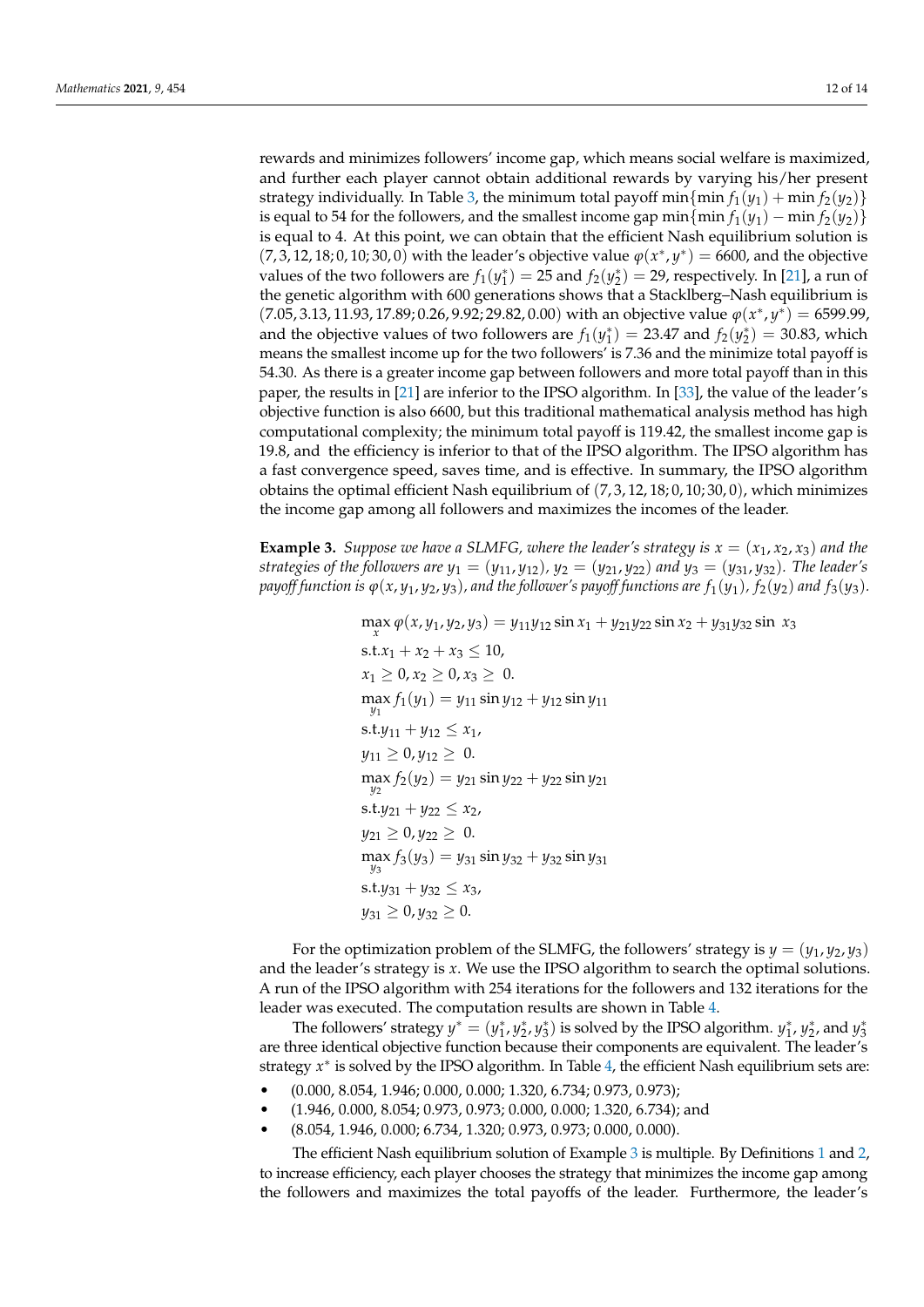rewards and minimizes followers' income gap, which means social welfare is maximized, and further each player cannot obtain additional rewards by varying his/her present strategy individually. In Table 3, the minimum total payoff $\min\{\min f_1(y_1) + \min f_2(y_2)\}$ is equal to 54 for the followers, and the smallest income gap $\min\{\min f_1(y_1) - \min f_2(y_2)\}$ is equal to 4. At this point, we can obtain that the efficient Nash equilibrium solution is $(7, 3, 12, 18; 0, 10; 30, 0)$ with the leader's objective value $\varphi(x^*, y^*) = 6600$, and the objective values of the two followers are $f_1(y_1^*) = 25$ and $f_2(y_2^*) = 29$, respectively. In [21], a run of the genetic algorithm with 600 generations shows that a Stacklberg–Nash equilibrium is $(7.05, 3.13, 11.93, 17.89; 0.26, 9.92; 29.82, 0.00)$ with an objective value $\varphi(x^*, y^*) = 6599.99$, and the objective values of two followers are $f_1(y_1^*) = 23.47$ and $f_2(y_2^*) = 30.83$, which means the smallest income up for the two followers' is 7.36 and the minimize total payoff is 54.30. As there is a greater income gap between followers and more total payoff than in this paper, the results in [21] are inferior to the IPSO algorithm. In [33], the value of the leader's objective function is also 6600, but this traditional mathematical analysis method has high computational complexity; the minimum total payoff is 119.42, the smallest income gap is 19.8, and the efficiency is inferior to that of the IPSO algorithm. The IPSO algorithm has a fast convergence speed, saves time, and is effective. In summary, the IPSO algorithm obtains the optimal efficient Nash equilibrium of $(7, 3, 12, 18; 0, 10; 30, 0)$, which minimizes the income gap among all followers and maximizes the incomes of the leader.

**Example 3.** *Suppose we have a SLMFG, where the leader's strategy is $x = (x_1, x_2, x_3)$ and the strategies of the followers are $y_1 = (y_{11}, y_{12})$, $y_2 = (y_{21}, y_{22})$ and $y_3 = (y_{31}, y_{32})$. The leader's payoff function is $\varphi(x, y_1, y_2, y_3)$, and the follower's payoff functions are $f_1(y_1)$, $f_2(y_2)$ and $f_3(y_3)$.*

$$
\begin{aligned}
&\max_{x} \varphi(x, y_1, y_2, y_3) = y_{11} y_{12} \sin x_1 + y_{21} y_{22} \sin x_2 + y_{31} y_{32} \sin\ x_3 \\
&\text{s.t.} x_1 + x_2 + x_3 \le 10, \\
&x_1 \ge 0, x_2 \ge 0, x_3 \ge\ 0. \\
&\max_{y_1} f_1(y_1) = y_{11} \sin y_{12} + y_{12} \sin y_{11} \\
&\text{s.t.} y_{11} + y_{12} \le x_1, \\
&y_{11} \ge 0, y_{12} \ge\ 0. \\
&\max_{y_2} f_2(y_2) = y_{21} \sin y_{22} + y_{22} \sin y_{21} \\
&\text{s.t.} y_{21} + y_{22} \le x_2, \\
&y_{21} \ge 0, y_{22} \ge\ 0. \\
&\max_{y_3} f_3(y_3) = y_{31} \sin y_{32} + y_{32} \sin y_{31} \\
&\text{s.t.} y_{31} + y_{32} \le x_3, \\
&y_{31} \ge 0, y_{32} \ge 0.
\end{aligned}
$$

For the optimization problem of the SLMFG, the followers' strategy is $y = (y_1, y_2, y_3)$ and the leader's strategy is $x$. We use the IPSO algorithm to search the optimal solutions. A run of the IPSO algorithm with 254 iterations for the followers and 132 iterations for the leader was executed. The computation results are shown in Table 4.

The followers' strategy $y^* = (y_1^*, y_2^*, y_3^*)$ is solved by the IPSO algorithm. $y_1^*$, $y_2^*$, and $y_3^*$ are three identical objective function because their components are equivalent. The leader's strategy $x^*$ is solved by the IPSO algorithm. In Table 4, the efficient Nash equilibrium sets are:

- $(0.000, 8.054, 1.946; 0.000, 0.000; 1.320, 6.734; 0.973, 0.973)$;
- $(1.946, 0.000, 8.054; 0.973, 0.973; 0.000, 0.000; 1.320, 6.734)$; and
- $(8.054, 1.946, 0.000; 6.734, 1.320; 0.973, 0.973; 0.000, 0.000)$.

The efficient Nash equilibrium solution of Example 3 is multiple. By Definitions 1 and 2, to increase efficiency, each player chooses the strategy that minimizes the income gap among the followers and maximizes the total payoffs of the leader. Furthermore, the leader's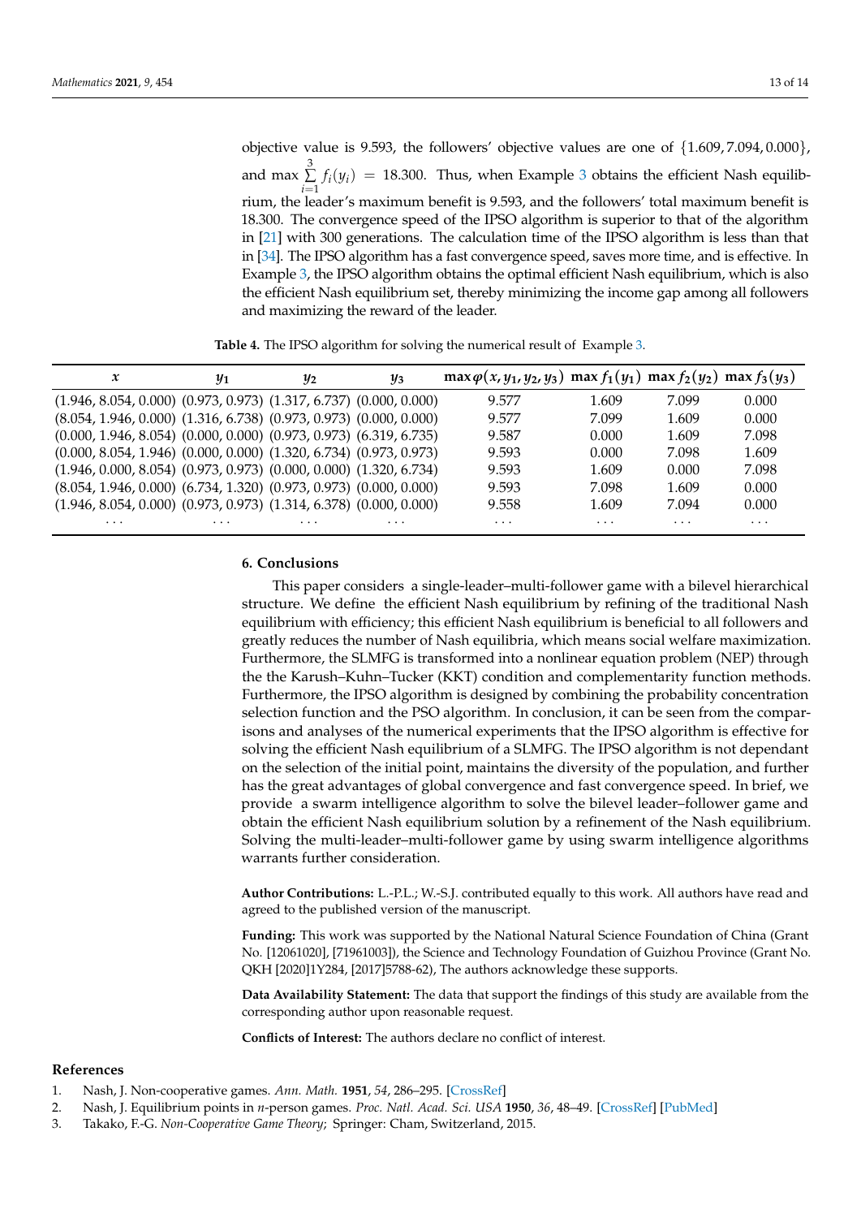objective value is 9.593, the followers' objective values are one of $\{1.609, 7.094, 0.000\}$, and $\max \sum_{i=1}^{3} f_i(y_i) = 18.300$. Thus, when Example 3 obtains the efficient Nash equilibrium, the leader's maximum benefit is 9.593, and the followers' total maximum benefit is 18.300. The convergence speed of the IPSO algorithm is superior to that of the algorithm in [21] with 300 generations. The calculation time of the IPSO algorithm is less than that in [34]. The IPSO algorithm has a fast convergence speed, saves more time, and is effective. In Example 3, the IPSO algorithm obtains the optimal efficient Nash equilibrium, which is also the efficient Nash equilibrium set, thereby minimizing the income gap among all followers and maximizing the reward of the leader.

**Table 4.** The IPSO algorithm for solving the numerical result of Example 3.

| $x$ | $y_1$ | $y_2$ | $y_3$ | $\max \varphi(x, y_1, y_2, y_3)$ | $\max f_1(y_1)$ | $\max f_2(y_2)$ | $\max f_3(y_3)$ |
|---|---|---|---|---|---|---|---|
| (1.946, 8.054, 0.000) | (0.973, 0.973) | (1.317, 6.737) | (0.000, 0.000) | 9.577 | 1.609 | 7.099 | 0.000 |
| (8.054, 1.946, 0.000) | (1.316, 6.738) | (0.973, 0.973) | (0.000, 0.000) | 9.577 | 7.099 | 1.609 | 0.000 |
| (0.000, 1.946, 8.054) | (0.000, 0.000) | (0.973, 0.973) | (6.319, 6.735) | 9.587 | 0.000 | 1.609 | 7.098 |
| (0.000, 8.054, 1.946) | (0.000, 0.000) | (1.320, 6.734) | (0.973, 0.973) | 9.593 | 0.000 | 7.098 | 1.609 |
| (1.946, 0.000, 8.054) | (0.973, 0.973) | (0.000, 0.000) | (1.320, 6.734) | 9.593 | 1.609 | 0.000 | 7.098 |
| (8.054, 1.946, 0.000) | (6.734, 1.320) | (0.973, 0.973) | (0.000, 0.000) | 9.593 | 7.098 | 1.609 | 0.000 |
| (1.946, 8.054, 0.000) | (0.973, 0.973) | (1.314, 6.378) | (0.000, 0.000) | 9.558 | 1.609 | 7.094 | 0.000 |
| ... | ... | ... | ... | ... | ... | ... | ... |

## 6. Conclusions

This paper considers a single-leader–multi-follower game with a bilevel hierarchical structure. We define the efficient Nash equilibrium by refining of the traditional Nash equilibrium with efficiency; this efficient Nash equilibrium is beneficial to all followers and greatly reduces the number of Nash equilibria, which means social welfare maximization. Furthermore, the SLMFG is transformed into a nonlinear equation problem (NEP) through the the Karush–Kuhn–Tucker (KKT) condition and complementarity function methods. Furthermore, the IPSO algorithm is designed by combining the probability concentration selection function and the PSO algorithm. In conclusion, it can be seen from the comparisons and analyses of the numerical experiments that the IPSO algorithm is effective for solving the efficient Nash equilibrium of a SLMFG. The IPSO algorithm is not dependant on the selection of the initial point, maintains the diversity of the population, and further has the great advantages of global convergence and fast convergence speed. In brief, we provide a swarm intelligence algorithm to solve the bilevel leader–follower game and obtain the efficient Nash equilibrium solution by a refinement of the Nash equilibrium. Solving the multi-leader–multi-follower game by using swarm intelligence algorithms warrants further consideration.

**Author Contributions:** L.-P.L.; W.-S.J. contributed equally to this work. All authors have read and agreed to the published version of the manuscript.

**Funding:** This work was supported by the National Natural Science Foundation of China (Grant No. [12061020], [71961003]), the Science and Technology Foundation of Guizhou Province (Grant No. QKH [2020]1Y284, [2017]5788-62), The authors acknowledge these supports.

**Data Availability Statement:** The data that support the findings of this study are available from the corresponding author upon reasonable request.

**Conflicts of Interest:** The authors declare no conflict of interest.

## References

1. Nash, J. Non-cooperative games. *Ann. Math.* **1951**, *54*, 286–295. [CrossRef]
2. Nash, J. Equilibrium points in *n*-person games. *Proc. Natl. Acad. Sci. USA* **1950**, *36*, 48–49. [CrossRef] [PubMed]
3. Takako, F.-G. *Non-Cooperative Game Theory*; Springer: Cham, Switzerland, 2015.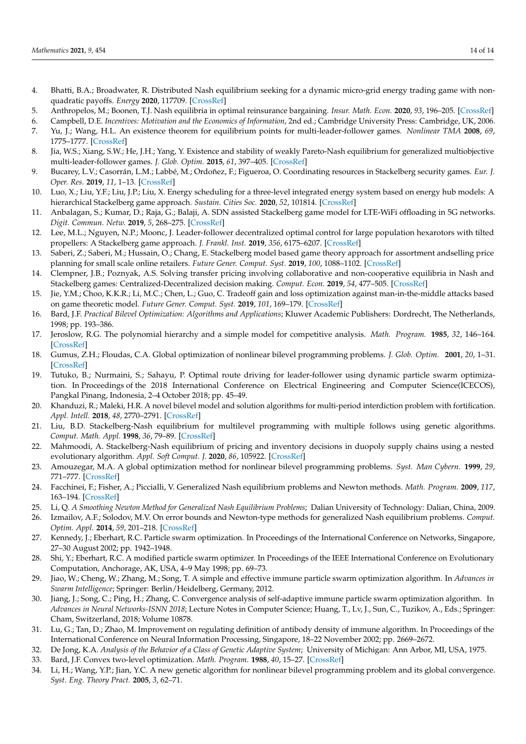4. Bhatti, B.A.; Broadwater, R. Distributed Nash equilibrium seeking for a dynamic micro-grid energy trading game with non-quadratic payoffs. *Energy* **2020**, 117709. [CrossRef]
5. Anthropelos, M.; Boonen, T.J. Nash equilibria in optimal reinsurance bargaining. *Insur. Math. Econ.* **2020**, *93*, 196–205. [CrossRef]
6. Campbell, D.E. *Incentives: Motivation and the Economics of Information*, 2nd ed.; Cambridge University Press: Cambridge, UK, 2006.
7. Yu, J.; Wang, H.L. An existence theorem for equilibrium points for multi-leader-follower games. *Nonlinear TMA* **2008**, *69*, 1775–1777. [CrossRef]
8. Jia, W.S.; Xiang, S.W.; He, J.H.; Yang, Y. Existence and stability of weakly Pareto-Nash equilibrium for generalized multiobjective multi-leader-follower games. *J. Glob. Optim.* **2015**, *61*, 397–405. [CrossRef]
9. Bucarey, L.V.; Casorrán, L.M.; Labbé, M.; Ordoñez, F.; Figueroa, O. Coordinating resources in Stackelberg security games. *Eur. J. Oper. Res.* **2019**, *11*, 1–13. [CrossRef]
10. Luo, X.; Liu, Y.F.; Liu, J.P.; Liu, X. Energy scheduling for a three-level integrated energy system based on energy hub models: A hierarchical Stackelberg game approach. *Sustain. Cities Soc.* **2020**, *52*, 101814. [CrossRef]
11. Anbalagan, S.; Kumar, D.; Raja, G.; Balaji, A. SDN assisted Stackelberg game model for LTE-WiFi offloading in 5G networks. *Digit. Commun. Netw.* **2019**, *5*, 268–275. [CrossRef]
12. Lee, M.L.; Nguyen, N.P.; Moonc, J. Leader-follower decentralized optimal control for large population hexarotors with tilted propellers: A Stackelberg game approach. *J. Frankl. Inst.* **2019**, *356*, 6175–6207. [CrossRef]
13. Saberi, Z.; Saberi, M.; Hussain, O.; Chang, E. Stackelberg model based game theory approach for assortment andselling price planning for small scale online retailers. *Future Gener. Comput. Syst.* **2019**, *100*, 1088–1102. [CrossRef]
14. Clempner, J.B.; Poznyak, A.S. Solving transfer pricing involving collaborative and non-cooperative equilibria in Nash and Stackelberg games: Centralized-Decentralized decision making. *Comput. Econ.* **2019**, *54*, 477–505. [CrossRef]
15. Jie, Y.M.; Choo, K.K.R.; Li, M.C.; Chen, L.; Guo, C. Tradeoff gain and loss optimization against man-in-the-middle attacks based on game theoretic model. *Future Gener. Comput. Syst.* **2019**, *101*, 169–179. [CrossRef]
16. Bard, J.F. *Practical Bilevel Optimization: Algorithms and Applications*; Kluwer Academic Publishers: Dordrecht, The Netherlands, 1998; pp. 193–386.
17. Jeroslow, R.G. The polynomial hierarchy and a simple model for competitive analysis. *Math. Program.* **1985**, *32*, 146–164. [CrossRef]
18. Gumus, Z.H.; Floudas, C.A. Global optimization of nonlinear bilevel programming problems. *J. Glob. Optim.* **2001**, *20*, 1–31. [CrossRef]
19. Tutuko, B.; Nurmaini, S.; Sahayu, P. Optimal route driving for leader-follower using dynamic particle swarm optimization. In Proceedings of the 2018 International Conference on Electrical Engineering and Computer Science(ICECOS), Pangkal Pinang, Indonesia, 2–4 October 2018; pp. 45–49.
20. Khanduzi, R.; Maleki, H.R. A novel bilevel model and solution algorithms for multi-period interdiction problem with fortification. *Appl. Intell.* **2018**, *48*, 2770–2791. [CrossRef]
21. Liu, B.D. Stackelberg-Nash equilibrium for multilevel programming with multiple follows using genetic algorithms. *Comput. Math. Appl.* **1998**, *36*, 79–89. [CrossRef]
22. Mahmoodi, A. Stackelberg-Nash equilibrium of pricing and inventory decisions in duopoly supply chains using a nested evolutionary algorithm. *Appl. Soft Comput. J.* **2020**, *86*, 105922. [CrossRef]
23. Amouzegar, M.A. A global optimization method for nonlinear bilevel programming problems. *Syst. Man Cybern.* **1999**, *29*, 771–777. [CrossRef]
24. Facchinei, F.; Fisher, A.; Piccialli, V. Generalized Nash equilibrium problems and Newton methods. *Math. Program.* **2009**, *117*, 163–194. [CrossRef]
25. Li, Q. *A Smoothing Newton Method for Generalized Nash Equilibrium Problems*; Dalian University of Technology: Dalian, China, 2009.
26. Izmailov, A.F.; Solodov, M.V. On error bounds and Newton-type methods for generalized Nash equilibrium problems. *Comput. Optim. Appl.* **2014**, *59*, 201–218. [CrossRef]
27. Kennedy, J.; Eberhart, R.C. Particle swarm optimization. In Proceedings of the International Conference on Networks, Singapore, 27–30 August 2002; pp. 1942–1948.
28. Shi, Y.; Eberhart, R.C. A modified particle swarm optimizer. In Proceedings of the IEEE International Conference on Evolutionary Computation, Anchorage, AK, USA, 4–9 May 1998; pp. 69–73.
29. Jiao, W.; Cheng, W.; Zhang, M.; Song, T. A simple and effective immune particle swarm optimization algorithm. In *Advances in Swarm Intelligence*; Springer: Berlin/Heidelberg, Germany, 2012.
30. Jiang, J.; Song, C.; Ping, H.; Zhang, C. Convergence analysis of self-adaptive immune particle swarm optimization algorithm. In *Advances in Neural Networks-ISNN 2018*; Lecture Notes in Computer Science; Huang, T., Lv, J., Sun, C., Tuzikov, A., Eds.; Springer: Cham, Switzerland, 2018; Volume 10878.
31. Lu, G.; Tan, D.; Zhao, M. Improvement on regulating definition of antibody density of immune algorithm. In Proceedings of the International Conference on Neural Information Processing, Singapore, 18–22 November 2002; pp. 2669–2672.
32. De Jong, K.A. *Analysis of the Behavior of a Class of Genetic Adaptive System*; University of Michigan: Ann Arbor, MI, USA, 1975.
33. Bard, J.F. Convex two-level optimization. *Math. Program.* **1988**, *40*, 15–27. [CrossRef]
34. Li, H.; Wang, Y.P.; Jian, Y.C. A new genetic algorithm for nonlinear bilevel programming problem and its global convergence. *Syst. Eng. Theory Pract.* **2005**, *3*, 62–71.